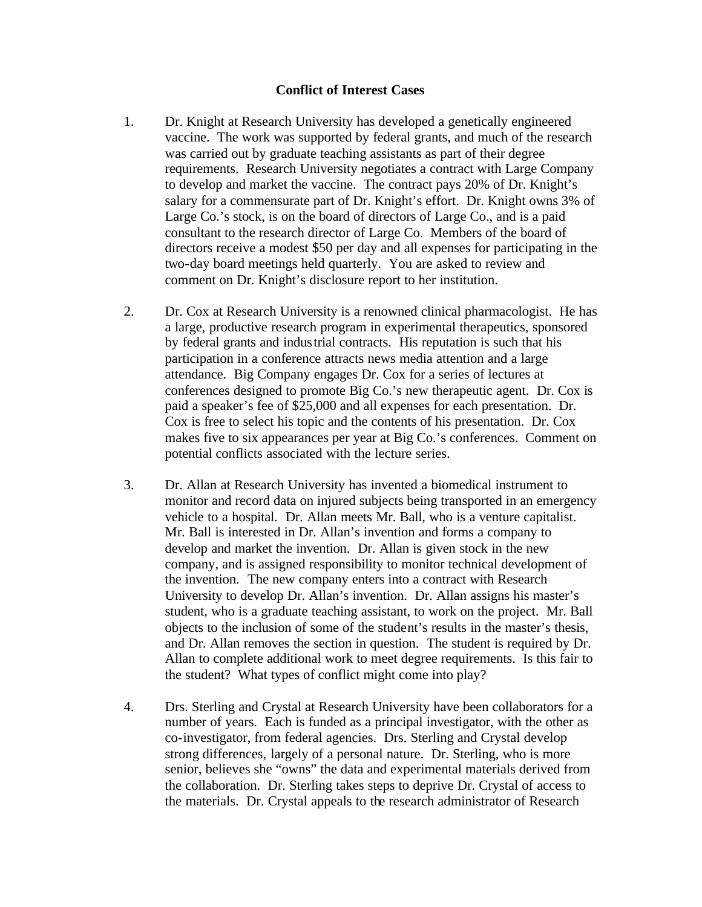**Conflict of Interest Cases**

1. Dr. Knight at Research University has developed a genetically engineered vaccine. The work was supported by federal grants, and much of the research was carried out by graduate teaching assistants as part of their degree requirements. Research University negotiates a contract with Large Company to develop and market the vaccine. The contract pays 20% of Dr. Knight's salary for a commensurate part of Dr. Knight's effort. Dr. Knight owns 3% of Large Co.'s stock, is on the board of directors of Large Co., and is a paid consultant to the research director of Large Co. Members of the board of directors receive a modest $50 per day and all expenses for participating in the two-day board meetings held quarterly. You are asked to review and comment on Dr. Knight's disclosure report to her institution.

2. Dr. Cox at Research University is a renowned clinical pharmacologist. He has a large, productive research program in experimental therapeutics, sponsored by federal grants and industrial contracts. His reputation is such that his participation in a conference attracts news media attention and a large attendance. Big Company engages Dr. Cox for a series of lectures at conferences designed to promote Big Co.'s new therapeutic agent. Dr. Cox is paid a speaker's fee of $25,000 and all expenses for each presentation. Dr. Cox is free to select his topic and the contents of his presentation. Dr. Cox makes five to six appearances per year at Big Co.'s conferences. Comment on potential conflicts associated with the lecture series.

3. Dr. Allan at Research University has invented a biomedical instrument to monitor and record data on injured subjects being transported in an emergency vehicle to a hospital. Dr. Allan meets Mr. Ball, who is a venture capitalist. Mr. Ball is interested in Dr. Allan's invention and forms a company to develop and market the invention. Dr. Allan is given stock in the new company, and is assigned responsibility to monitor technical development of the invention. The new company enters into a contract with Research University to develop Dr. Allan's invention. Dr. Allan assigns his master's student, who is a graduate teaching assistant, to work on the project. Mr. Ball objects to the inclusion of some of the student's results in the master's thesis, and Dr. Allan removes the section in question. The student is required by Dr. Allan to complete additional work to meet degree requirements. Is this fair to the student? What types of conflict might come into play?

4. Drs. Sterling and Crystal at Research University have been collaborators for a number of years. Each is funded as a principal investigator, with the other as co-investigator, from federal agencies. Drs. Sterling and Crystal develop strong differences, largely of a personal nature. Dr. Sterling, who is more senior, believes she "owns" the data and experimental materials derived from the collaboration. Dr. Sterling takes steps to deprive Dr. Crystal of access to the materials. Dr. Crystal appeals to the research administrator of Research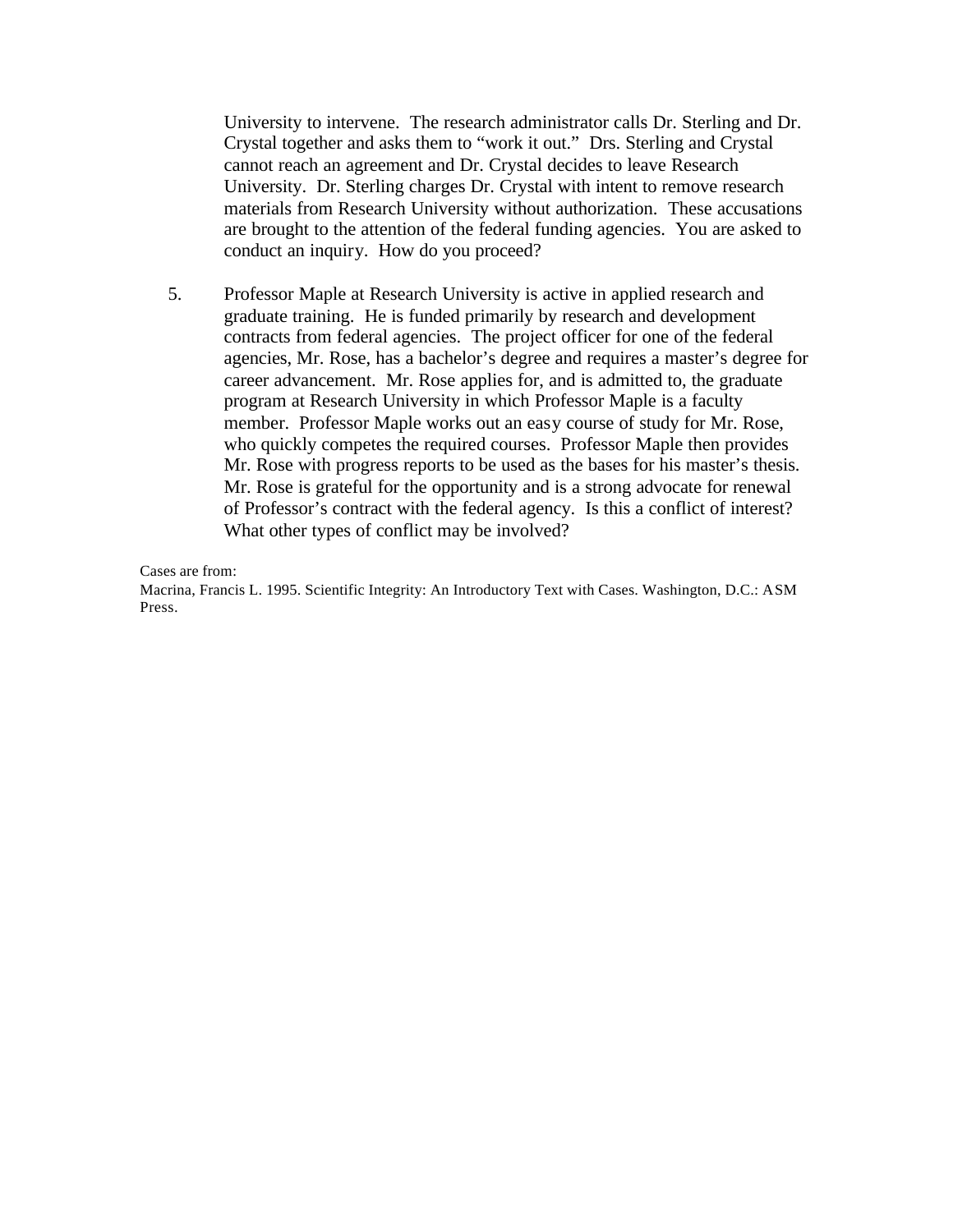University to intervene. The research administrator calls Dr. Sterling and Dr. Crystal together and asks them to “work it out.” Drs. Sterling and Crystal cannot reach an agreement and Dr. Crystal decides to leave Research University. Dr. Sterling charges Dr. Crystal with intent to remove research materials from Research University without authorization. These accusations are brought to the attention of the federal funding agencies. You are asked to conduct an inquiry. How do you proceed?

5. Professor Maple at Research University is active in applied research and graduate training. He is funded primarily by research and development contracts from federal agencies. The project officer for one of the federal agencies, Mr. Rose, has a bachelor’s degree and requires a master’s degree for career advancement. Mr. Rose applies for, and is admitted to, the graduate program at Research University in which Professor Maple is a faculty member. Professor Maple works out an easy course of study for Mr. Rose, who quickly competes the required courses. Professor Maple then provides Mr. Rose with progress reports to be used as the bases for his master’s thesis. Mr. Rose is grateful for the opportunity and is a strong advocate for renewal of Professor’s contract with the federal agency. Is this a conflict of interest? What other types of conflict may be involved?

Cases are from:
Macrina, Francis L. 1995. Scientific Integrity: An Introductory Text with Cases. Washington, D.C.: ASM Press.